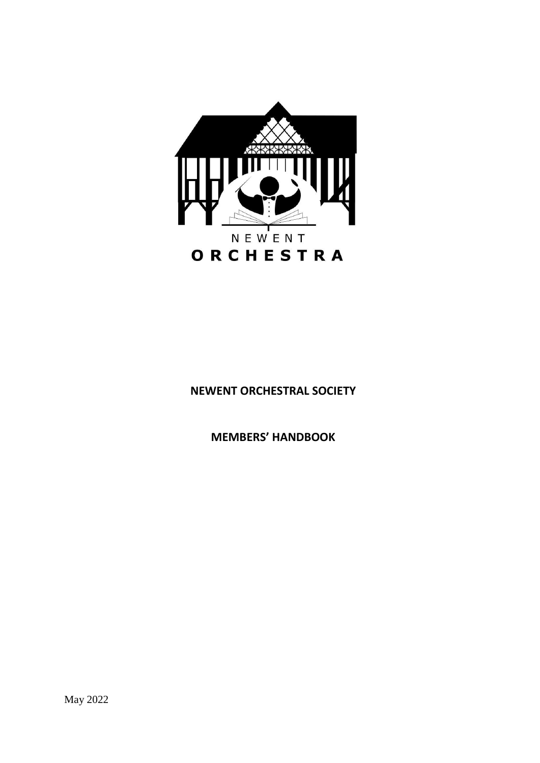NEWENT

ORCHESTRA

**NEWENT ORCHESTRAL SOCIETY**

**MEMBERS' HANDBOOK**

May 2022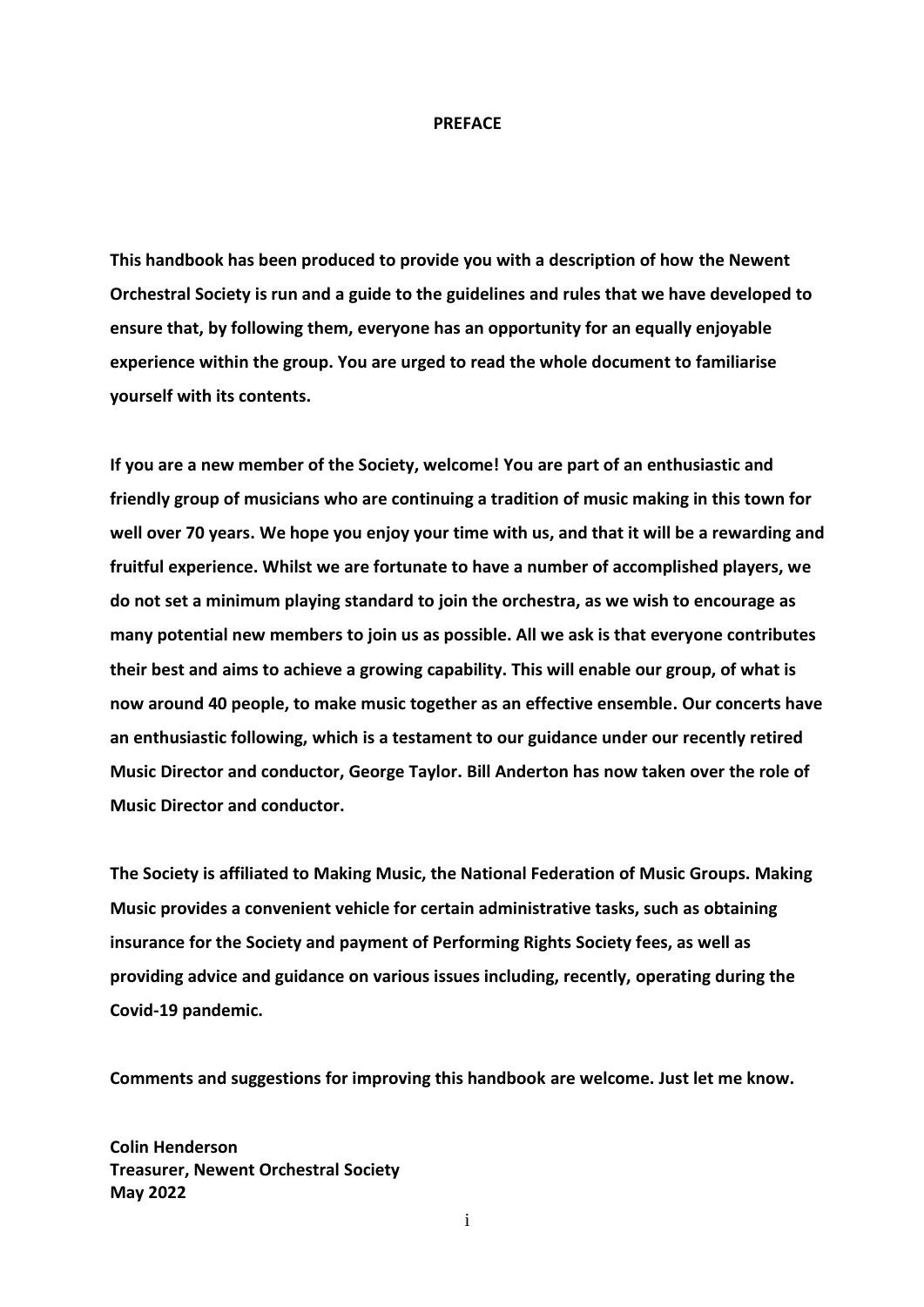# PREFACE

**This handbook has been produced to provide you with a description of how the Newent Orchestral Society is run and a guide to the guidelines and rules that we have developed to ensure that, by following them, everyone has an opportunity for an equally enjoyable experience within the group. You are urged to read the whole document to familiarise yourself with its contents.**

**If you are a new member of the Society, welcome! You are part of an enthusiastic and friendly group of musicians who are continuing a tradition of music making in this town for well over 70 years. We hope you enjoy your time with us, and that it will be a rewarding and fruitful experience. Whilst we are fortunate to have a number of accomplished players, we do not set a minimum playing standard to join the orchestra, as we wish to encourage as many potential new members to join us as possible. All we ask is that everyone contributes their best and aims to achieve a growing capability. This will enable our group, of what is now around 40 people, to make music together as an effective ensemble. Our concerts have an enthusiastic following, which is a testament to our guidance under our recently retired Music Director and conductor, George Taylor. Bill Anderton has now taken over the role of Music Director and conductor.**

**The Society is affiliated to Making Music, the National Federation of Music Groups. Making Music provides a convenient vehicle for certain administrative tasks, such as obtaining insurance for the Society and payment of Performing Rights Society fees, as well as providing advice and guidance on various issues including, recently, operating during the Covid-19 pandemic.**

**Comments and suggestions for improving this handbook are welcome. Just let me know.**

**Colin Henderson**
**Treasurer, Newent Orchestral Society**
**May 2022**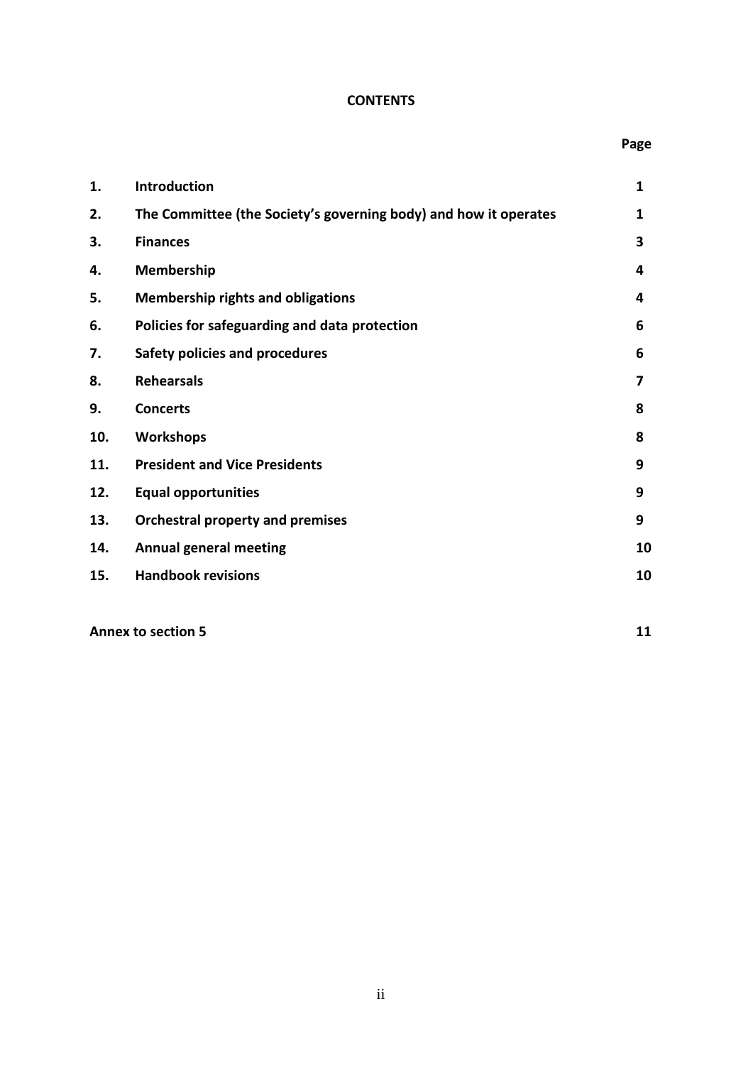# CONTENTS

| | | Page |
|---|---|---|
| **1.** | **Introduction** | **1** |
| **2.** | **The Committee (the Society's governing body) and how it operates** | **1** |
| **3.** | **Finances** | **3** |
| **4.** | **Membership** | **4** |
| **5.** | **Membership rights and obligations** | **4** |
| **6.** | **Policies for safeguarding and data protection** | **6** |
| **7.** | **Safety policies and procedures** | **6** |
| **8.** | **Rehearsals** | **7** |
| **9.** | **Concerts** | **8** |
| **10.** | **Workshops** | **8** |
| **11.** | **President and Vice Presidents** | **9** |
| **12.** | **Equal opportunities** | **9** |
| **13.** | **Orchestral property and premises** | **9** |
| **14.** | **Annual general meeting** | **10** |
| **15.** | **Handbook revisions** | **10** |
| **Annex to section 5** | | **11** |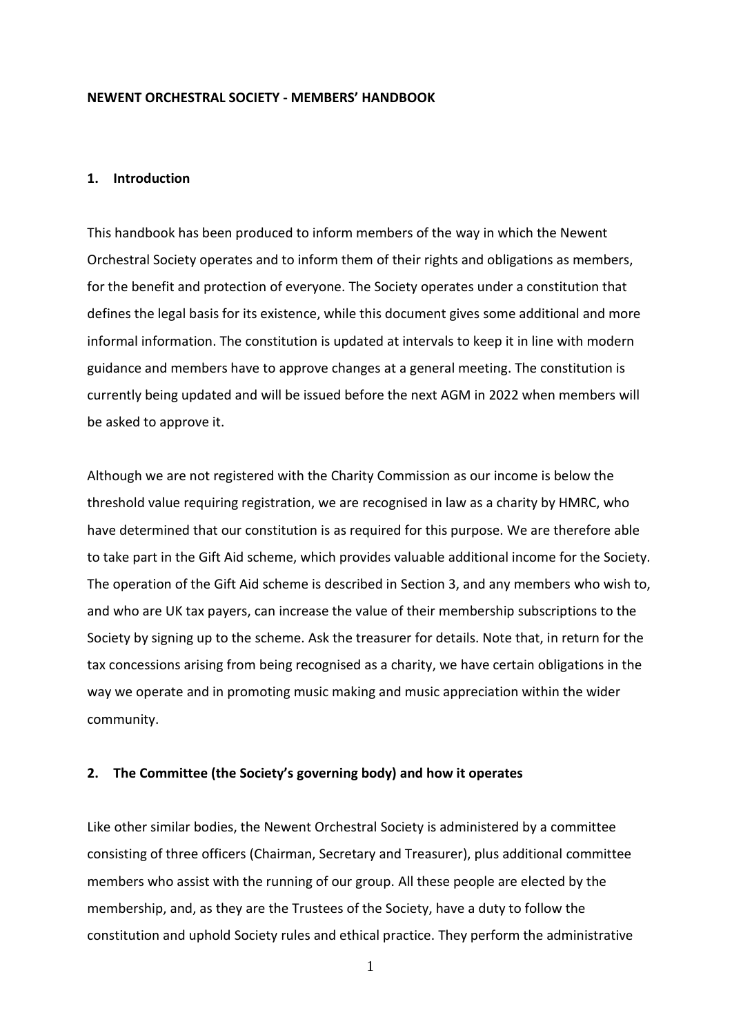# NEWENT ORCHESTRAL SOCIETY - MEMBERS' HANDBOOK

## 1. Introduction

This handbook has been produced to inform members of the way in which the Newent Orchestral Society operates and to inform them of their rights and obligations as members, for the benefit and protection of everyone. The Society operates under a constitution that defines the legal basis for its existence, while this document gives some additional and more informal information. The constitution is updated at intervals to keep it in line with modern guidance and members have to approve changes at a general meeting. The constitution is currently being updated and will be issued before the next AGM in 2022 when members will be asked to approve it.

Although we are not registered with the Charity Commission as our income is below the threshold value requiring registration, we are recognised in law as a charity by HMRC, who have determined that our constitution is as required for this purpose. We are therefore able to take part in the Gift Aid scheme, which provides valuable additional income for the Society. The operation of the Gift Aid scheme is described in Section 3, and any members who wish to, and who are UK tax payers, can increase the value of their membership subscriptions to the Society by signing up to the scheme. Ask the treasurer for details. Note that, in return for the tax concessions arising from being recognised as a charity, we have certain obligations in the way we operate and in promoting music making and music appreciation within the wider community.

## 2. The Committee (the Society's governing body) and how it operates

Like other similar bodies, the Newent Orchestral Society is administered by a committee consisting of three officers (Chairman, Secretary and Treasurer), plus additional committee members who assist with the running of our group. All these people are elected by the membership, and, as they are the Trustees of the Society, have a duty to follow the constitution and uphold Society rules and ethical practice. They perform the administrative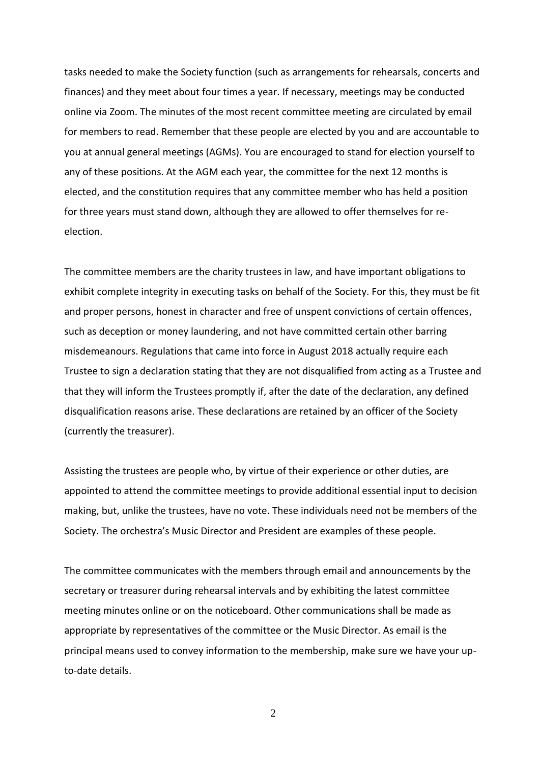tasks needed to make the Society function (such as arrangements for rehearsals, concerts and finances) and they meet about four times a year. If necessary, meetings may be conducted online via Zoom. The minutes of the most recent committee meeting are circulated by email for members to read. Remember that these people are elected by you and are accountable to you at annual general meetings (AGMs). You are encouraged to stand for election yourself to any of these positions. At the AGM each year, the committee for the next 12 months is elected, and the constitution requires that any committee member who has held a position for three years must stand down, although they are allowed to offer themselves for re-election.

The committee members are the charity trustees in law, and have important obligations to exhibit complete integrity in executing tasks on behalf of the Society. For this, they must be fit and proper persons, honest in character and free of unspent convictions of certain offences, such as deception or money laundering, and not have committed certain other barring misdemeanours. Regulations that came into force in August 2018 actually require each Trustee to sign a declaration stating that they are not disqualified from acting as a Trustee and that they will inform the Trustees promptly if, after the date of the declaration, any defined disqualification reasons arise. These declarations are retained by an officer of the Society (currently the treasurer).

Assisting the trustees are people who, by virtue of their experience or other duties, are appointed to attend the committee meetings to provide additional essential input to decision making, but, unlike the trustees, have no vote. These individuals need not be members of the Society. The orchestra's Music Director and President are examples of these people.

The committee communicates with the members through email and announcements by the secretary or treasurer during rehearsal intervals and by exhibiting the latest committee meeting minutes online or on the noticeboard. Other communications shall be made as appropriate by representatives of the committee or the Music Director. As email is the principal means used to convey information to the membership, make sure we have your up-to-date details.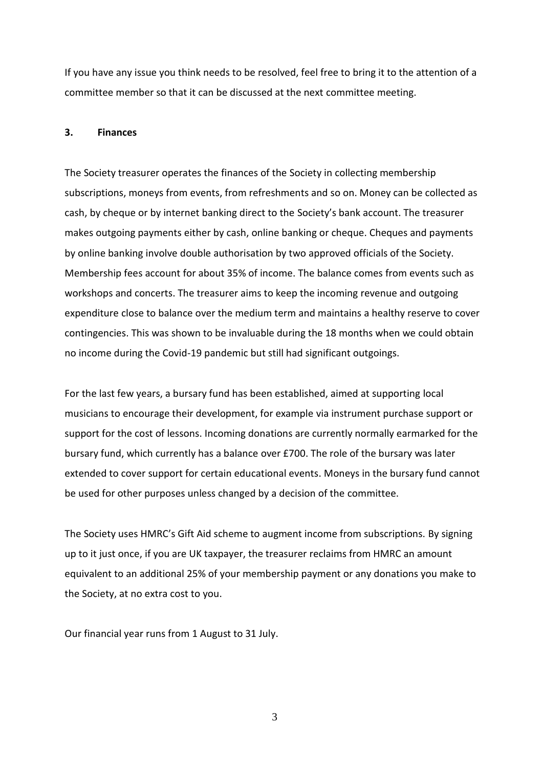If you have any issue you think needs to be resolved, feel free to bring it to the attention of a committee member so that it can be discussed at the next committee meeting.

## 3. Finances

The Society treasurer operates the finances of the Society in collecting membership subscriptions, moneys from events, from refreshments and so on. Money can be collected as cash, by cheque or by internet banking direct to the Society's bank account. The treasurer makes outgoing payments either by cash, online banking or cheque. Cheques and payments by online banking involve double authorisation by two approved officials of the Society. Membership fees account for about 35% of income. The balance comes from events such as workshops and concerts. The treasurer aims to keep the incoming revenue and outgoing expenditure close to balance over the medium term and maintains a healthy reserve to cover contingencies. This was shown to be invaluable during the 18 months when we could obtain no income during the Covid-19 pandemic but still had significant outgoings.

For the last few years, a bursary fund has been established, aimed at supporting local musicians to encourage their development, for example via instrument purchase support or support for the cost of lessons. Incoming donations are currently normally earmarked for the bursary fund, which currently has a balance over £700. The role of the bursary was later extended to cover support for certain educational events. Moneys in the bursary fund cannot be used for other purposes unless changed by a decision of the committee.

The Society uses HMRC's Gift Aid scheme to augment income from subscriptions. By signing up to it just once, if you are UK taxpayer, the treasurer reclaims from HMRC an amount equivalent to an additional 25% of your membership payment or any donations you make to the Society, at no extra cost to you.

Our financial year runs from 1 August to 31 July.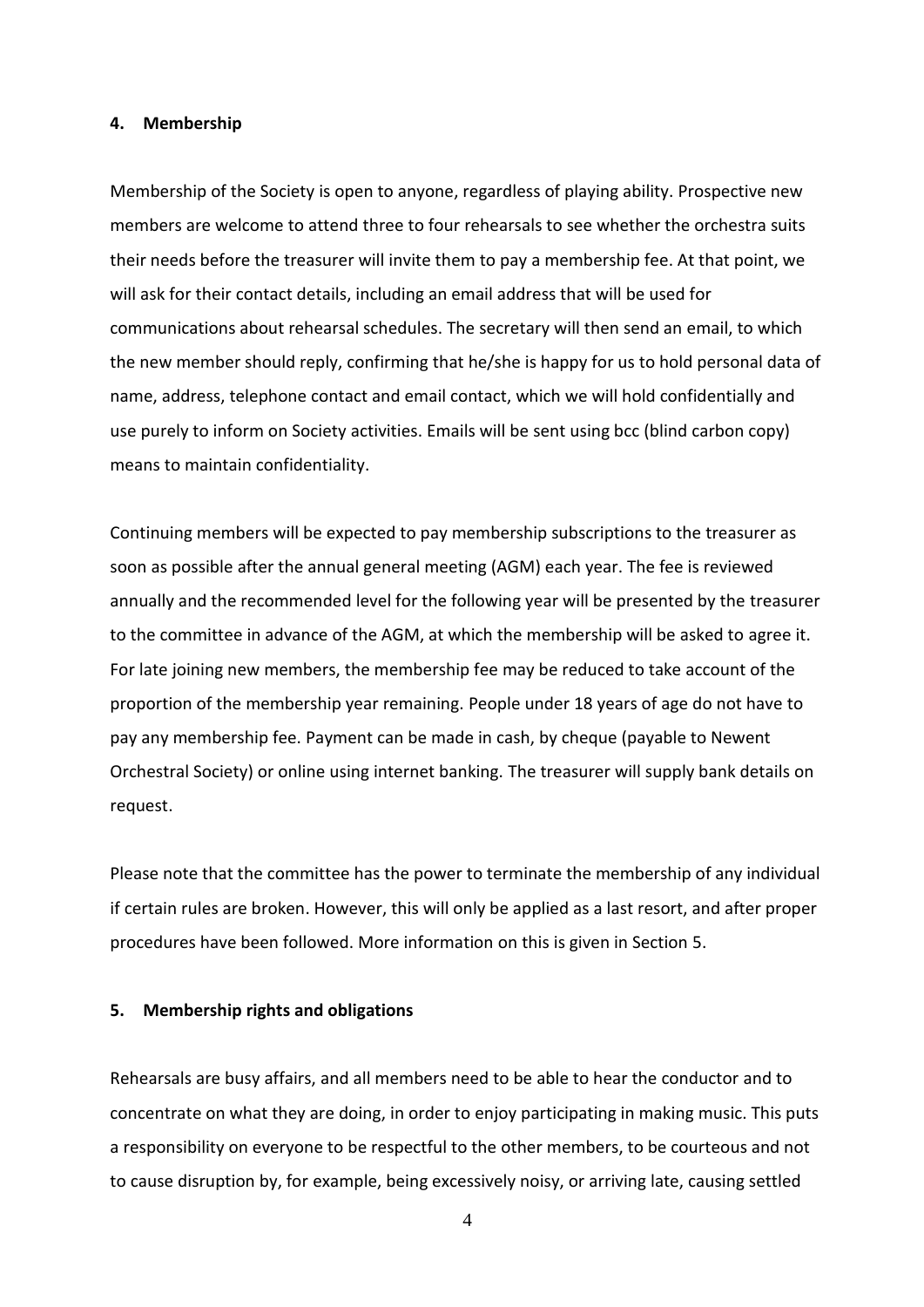## 4. Membership

Membership of the Society is open to anyone, regardless of playing ability. Prospective new members are welcome to attend three to four rehearsals to see whether the orchestra suits their needs before the treasurer will invite them to pay a membership fee. At that point, we will ask for their contact details, including an email address that will be used for communications about rehearsal schedules. The secretary will then send an email, to which the new member should reply, confirming that he/she is happy for us to hold personal data of name, address, telephone contact and email contact, which we will hold confidentially and use purely to inform on Society activities. Emails will be sent using bcc (blind carbon copy) means to maintain confidentiality.

Continuing members will be expected to pay membership subscriptions to the treasurer as soon as possible after the annual general meeting (AGM) each year. The fee is reviewed annually and the recommended level for the following year will be presented by the treasurer to the committee in advance of the AGM, at which the membership will be asked to agree it. For late joining new members, the membership fee may be reduced to take account of the proportion of the membership year remaining. People under 18 years of age do not have to pay any membership fee. Payment can be made in cash, by cheque (payable to Newent Orchestral Society) or online using internet banking. The treasurer will supply bank details on request.

Please note that the committee has the power to terminate the membership of any individual if certain rules are broken. However, this will only be applied as a last resort, and after proper procedures have been followed. More information on this is given in Section 5.

## 5. Membership rights and obligations

Rehearsals are busy affairs, and all members need to be able to hear the conductor and to concentrate on what they are doing, in order to enjoy participating in making music. This puts a responsibility on everyone to be respectful to the other members, to be courteous and not to cause disruption by, for example, being excessively noisy, or arriving late, causing settled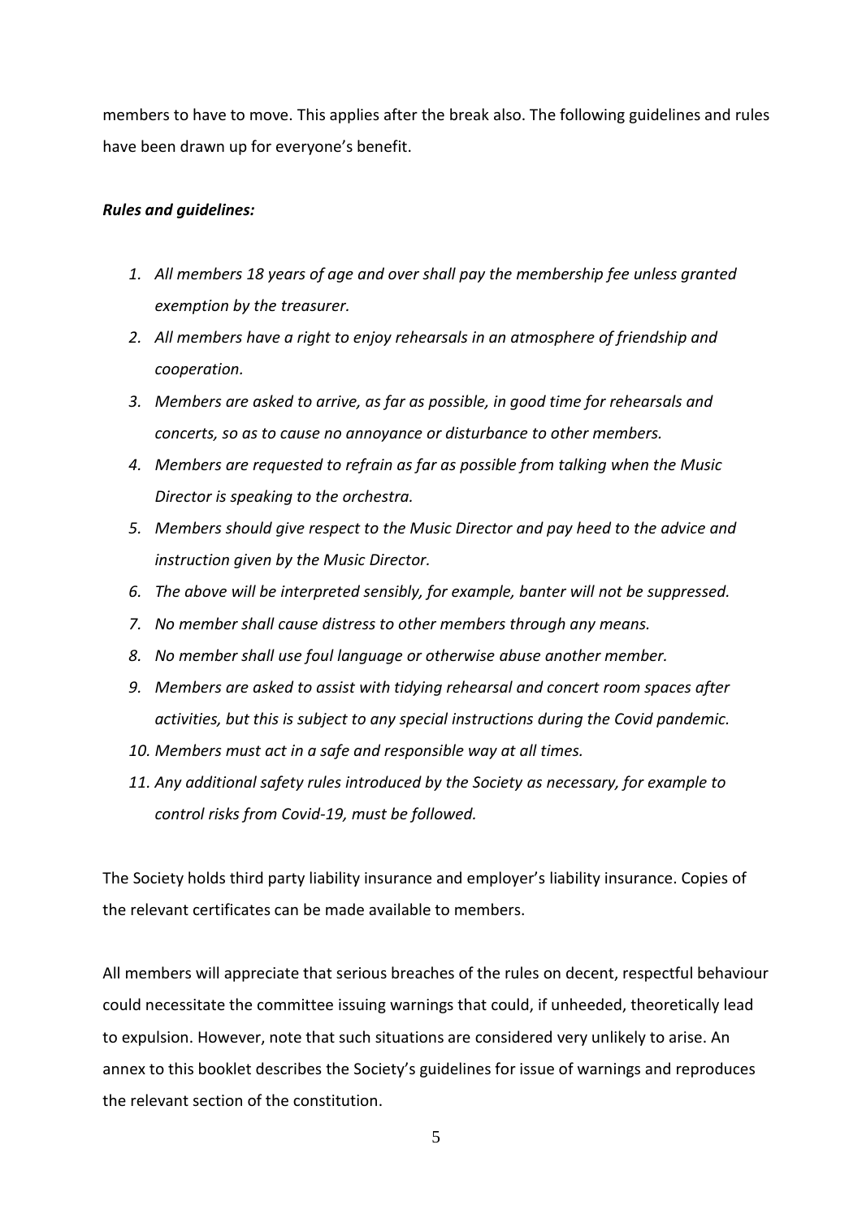members to have to move. This applies after the break also. The following guidelines and rules have been drawn up for everyone's benefit.

***Rules and guidelines:***

1. *All members 18 years of age and over shall pay the membership fee unless granted exemption by the treasurer.*
2. *All members have a right to enjoy rehearsals in an atmosphere of friendship and cooperation.*
3. *Members are asked to arrive, as far as possible, in good time for rehearsals and concerts, so as to cause no annoyance or disturbance to other members.*
4. *Members are requested to refrain as far as possible from talking when the Music Director is speaking to the orchestra.*
5. *Members should give respect to the Music Director and pay heed to the advice and instruction given by the Music Director.*
6. *The above will be interpreted sensibly, for example, banter will not be suppressed.*
7. *No member shall cause distress to other members through any means.*
8. *No member shall use foul language or otherwise abuse another member.*
9. *Members are asked to assist with tidying rehearsal and concert room spaces after activities, but this is subject to any special instructions during the Covid pandemic.*
10. *Members must act in a safe and responsible way at all times.*
11. *Any additional safety rules introduced by the Society as necessary, for example to control risks from Covid-19, must be followed.*

The Society holds third party liability insurance and employer's liability insurance. Copies of the relevant certificates can be made available to members.

All members will appreciate that serious breaches of the rules on decent, respectful behaviour could necessitate the committee issuing warnings that could, if unheeded, theoretically lead to expulsion. However, note that such situations are considered very unlikely to arise. An annex to this booklet describes the Society's guidelines for issue of warnings and reproduces the relevant section of the constitution.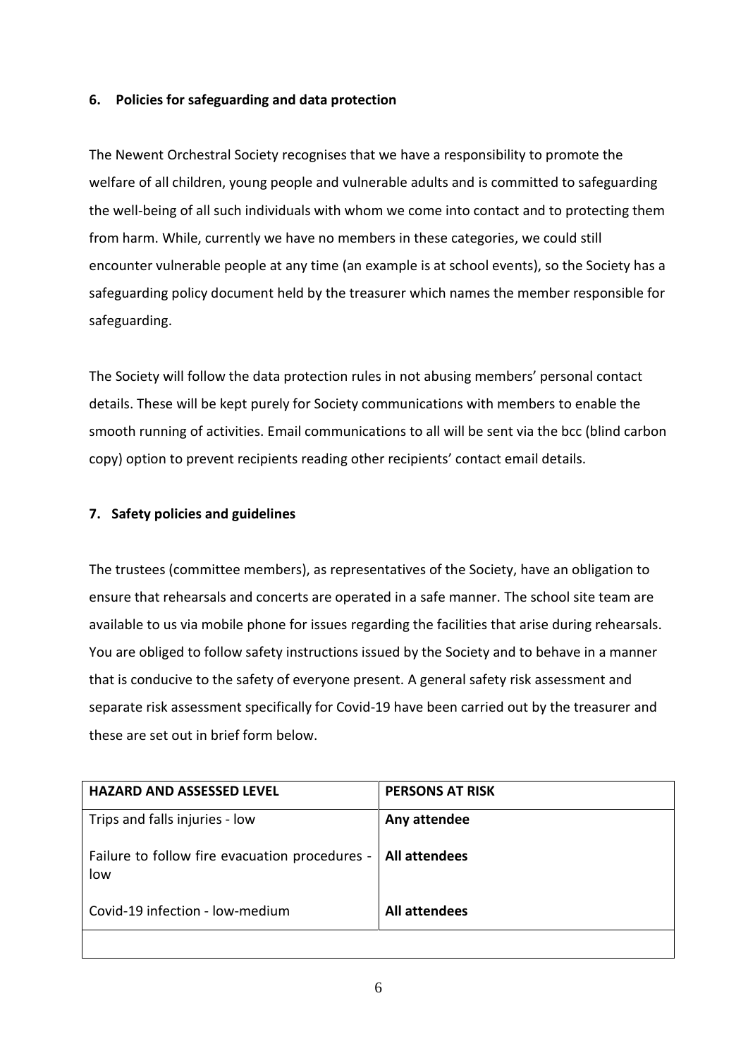## 6. Policies for safeguarding and data protection

The Newent Orchestral Society recognises that we have a responsibility to promote the welfare of all children, young people and vulnerable adults and is committed to safeguarding the well-being of all such individuals with whom we come into contact and to protecting them from harm. While, currently we have no members in these categories, we could still encounter vulnerable people at any time (an example is at school events), so the Society has a safeguarding policy document held by the treasurer which names the member responsible for safeguarding.

The Society will follow the data protection rules in not abusing members' personal contact details. These will be kept purely for Society communications with members to enable the smooth running of activities. Email communications to all will be sent via the bcc (blind carbon copy) option to prevent recipients reading other recipients' contact email details.

## 7. Safety policies and guidelines

The trustees (committee members), as representatives of the Society, have an obligation to ensure that rehearsals and concerts are operated in a safe manner. The school site team are available to us via mobile phone for issues regarding the facilities that arise during rehearsals. You are obliged to follow safety instructions issued by the Society and to behave in a manner that is conducive to the safety of everyone present. A general safety risk assessment and separate risk assessment specifically for Covid-19 have been carried out by the treasurer and these are set out in brief form below.

| HAZARD AND ASSESSED LEVEL | PERSONS AT RISK |
|---|---|
| Trips and falls injuries - low | **Any attendee** |
| Failure to follow fire evacuation procedures - low | **All attendees** |
| Covid-19 infection - low-medium | **All attendees** |
| | |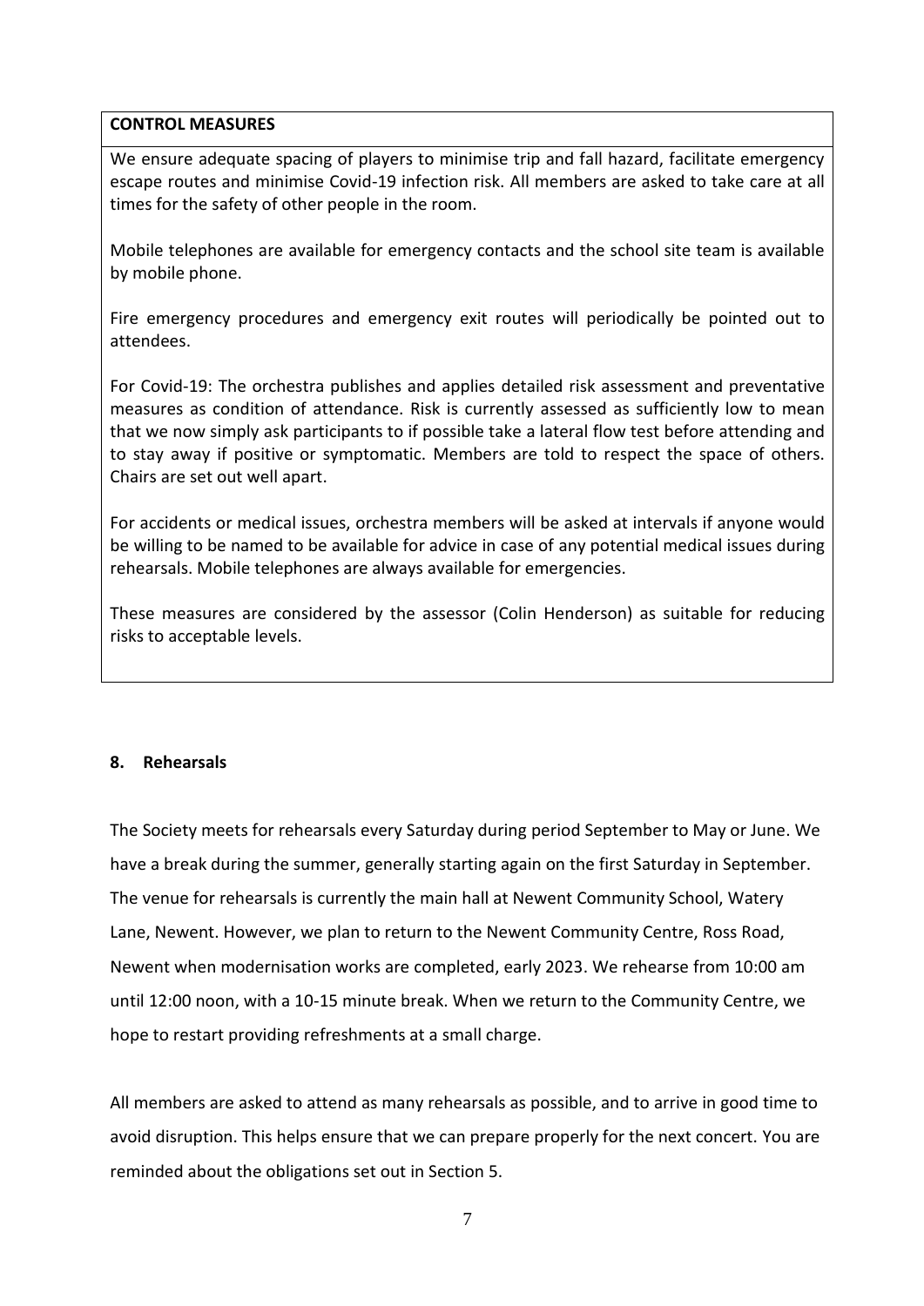**CONTROL MEASURES**

We ensure adequate spacing of players to minimise trip and fall hazard, facilitate emergency escape routes and minimise Covid-19 infection risk. All members are asked to take care at all times for the safety of other people in the room.

Mobile telephones are available for emergency contacts and the school site team is available by mobile phone.

Fire emergency procedures and emergency exit routes will periodically be pointed out to attendees.

For Covid-19: The orchestra publishes and applies detailed risk assessment and preventative measures as condition of attendance. Risk is currently assessed as sufficiently low to mean that we now simply ask participants to if possible take a lateral flow test before attending and to stay away if positive or symptomatic. Members are told to respect the space of others. Chairs are set out well apart.

For accidents or medical issues, orchestra members will be asked at intervals if anyone would be willing to be named to be available for advice in case of any potential medical issues during rehearsals. Mobile telephones are always available for emergencies.

These measures are considered by the assessor (Colin Henderson) as suitable for reducing risks to acceptable levels.

## 8. Rehearsals

The Society meets for rehearsals every Saturday during period September to May or June. We have a break during the summer, generally starting again on the first Saturday in September. The venue for rehearsals is currently the main hall at Newent Community School, Watery Lane, Newent. However, we plan to return to the Newent Community Centre, Ross Road, Newent when modernisation works are completed, early 2023. We rehearse from 10:00 am until 12:00 noon, with a 10-15 minute break. When we return to the Community Centre, we hope to restart providing refreshments at a small charge.

All members are asked to attend as many rehearsals as possible, and to arrive in good time to avoid disruption. This helps ensure that we can prepare properly for the next concert. You are reminded about the obligations set out in Section 5.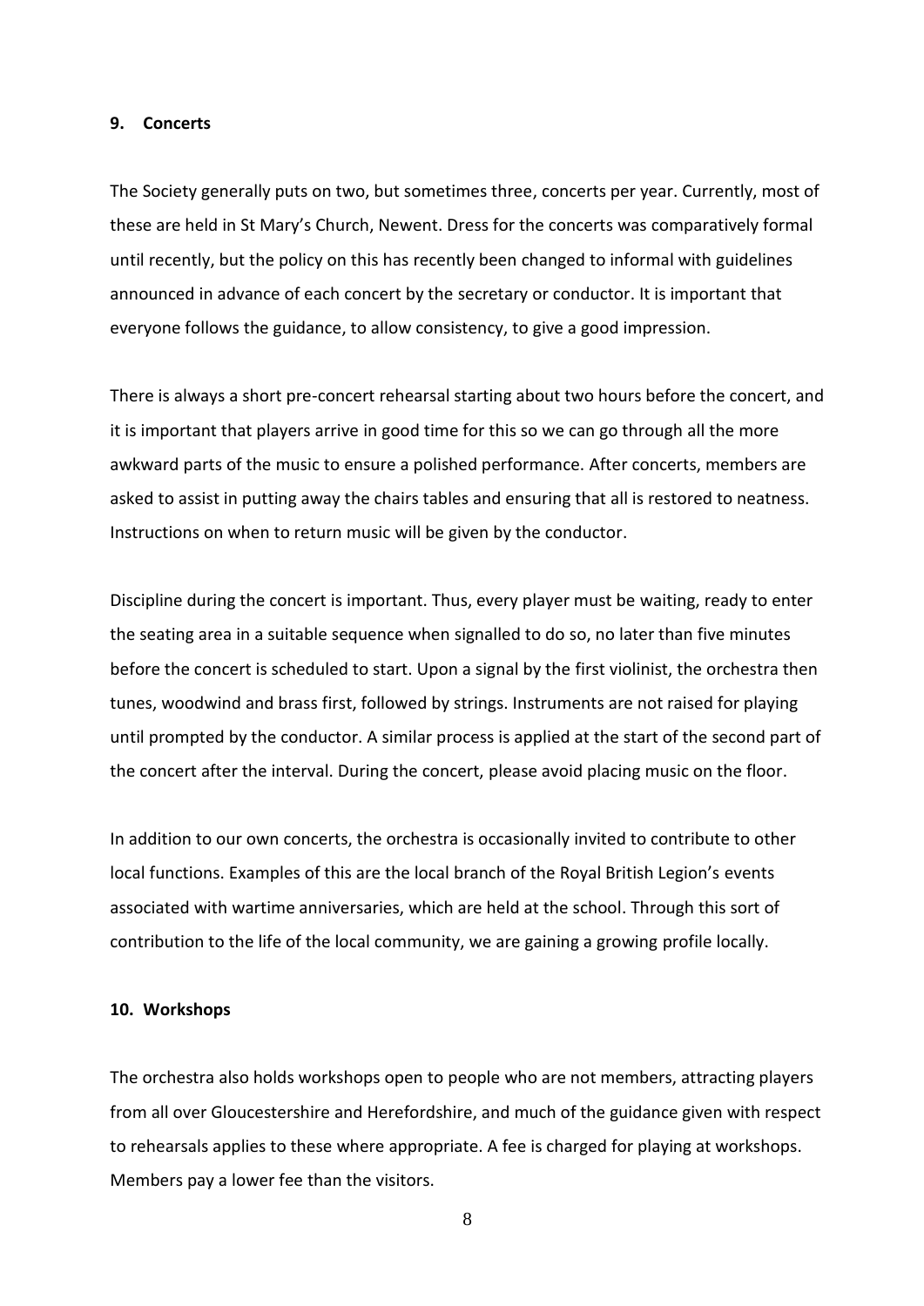## 9. Concerts

The Society generally puts on two, but sometimes three, concerts per year. Currently, most of these are held in St Mary's Church, Newent. Dress for the concerts was comparatively formal until recently, but the policy on this has recently been changed to informal with guidelines announced in advance of each concert by the secretary or conductor. It is important that everyone follows the guidance, to allow consistency, to give a good impression.

There is always a short pre-concert rehearsal starting about two hours before the concert, and it is important that players arrive in good time for this so we can go through all the more awkward parts of the music to ensure a polished performance. After concerts, members are asked to assist in putting away the chairs tables and ensuring that all is restored to neatness. Instructions on when to return music will be given by the conductor.

Discipline during the concert is important. Thus, every player must be waiting, ready to enter the seating area in a suitable sequence when signalled to do so, no later than five minutes before the concert is scheduled to start. Upon a signal by the first violinist, the orchestra then tunes, woodwind and brass first, followed by strings. Instruments are not raised for playing until prompted by the conductor. A similar process is applied at the start of the second part of the concert after the interval. During the concert, please avoid placing music on the floor.

In addition to our own concerts, the orchestra is occasionally invited to contribute to other local functions. Examples of this are the local branch of the Royal British Legion's events associated with wartime anniversaries, which are held at the school. Through this sort of contribution to the life of the local community, we are gaining a growing profile locally.

## 10. Workshops

The orchestra also holds workshops open to people who are not members, attracting players from all over Gloucestershire and Herefordshire, and much of the guidance given with respect to rehearsals applies to these where appropriate. A fee is charged for playing at workshops. Members pay a lower fee than the visitors.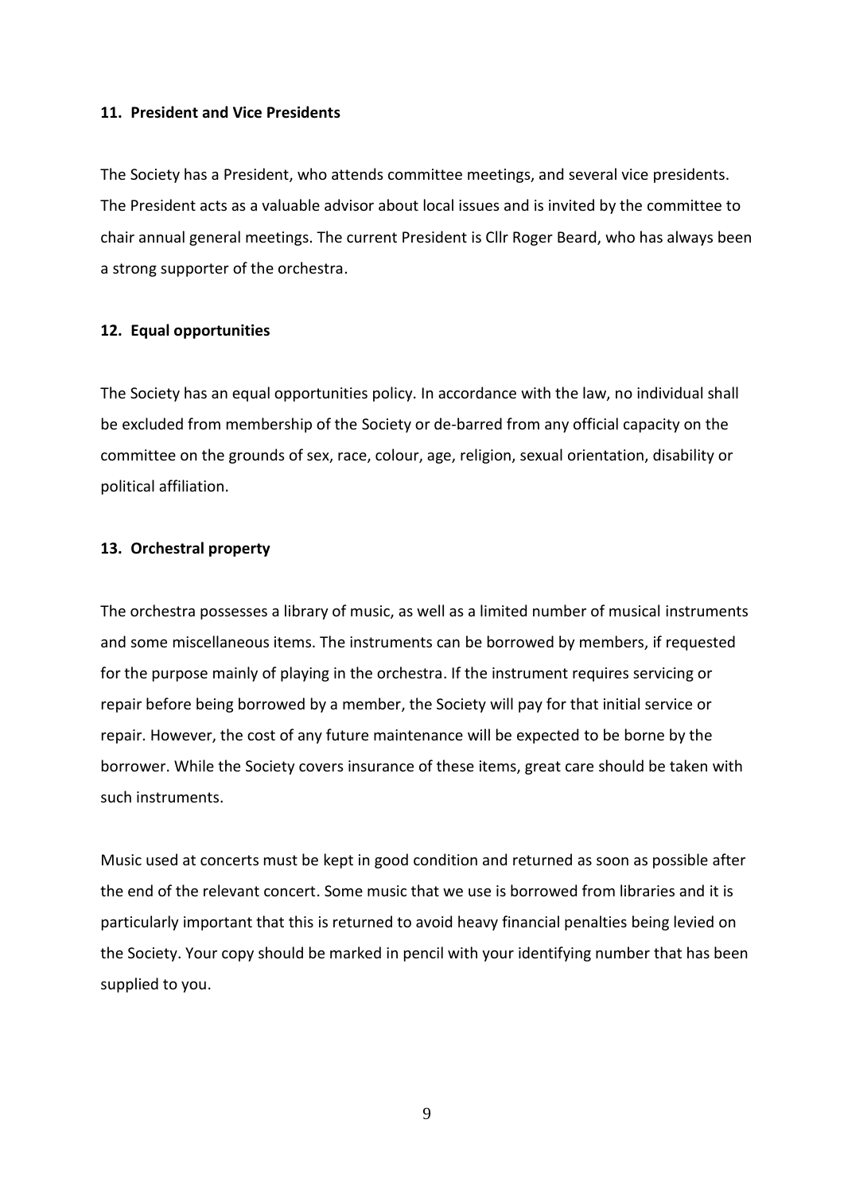### 11. President and Vice Presidents

The Society has a President, who attends committee meetings, and several vice presidents. The President acts as a valuable advisor about local issues and is invited by the committee to chair annual general meetings. The current President is Cllr Roger Beard, who has always been a strong supporter of the orchestra.

### 12. Equal opportunities

The Society has an equal opportunities policy. In accordance with the law, no individual shall be excluded from membership of the Society or de-barred from any official capacity on the committee on the grounds of sex, race, colour, age, religion, sexual orientation, disability or political affiliation.

### 13. Orchestral property

The orchestra possesses a library of music, as well as a limited number of musical instruments and some miscellaneous items. The instruments can be borrowed by members, if requested for the purpose mainly of playing in the orchestra. If the instrument requires servicing or repair before being borrowed by a member, the Society will pay for that initial service or repair. However, the cost of any future maintenance will be expected to be borne by the borrower. While the Society covers insurance of these items, great care should be taken with such instruments.

Music used at concerts must be kept in good condition and returned as soon as possible after the end of the relevant concert. Some music that we use is borrowed from libraries and it is particularly important that this is returned to avoid heavy financial penalties being levied on the Society. Your copy should be marked in pencil with your identifying number that has been supplied to you.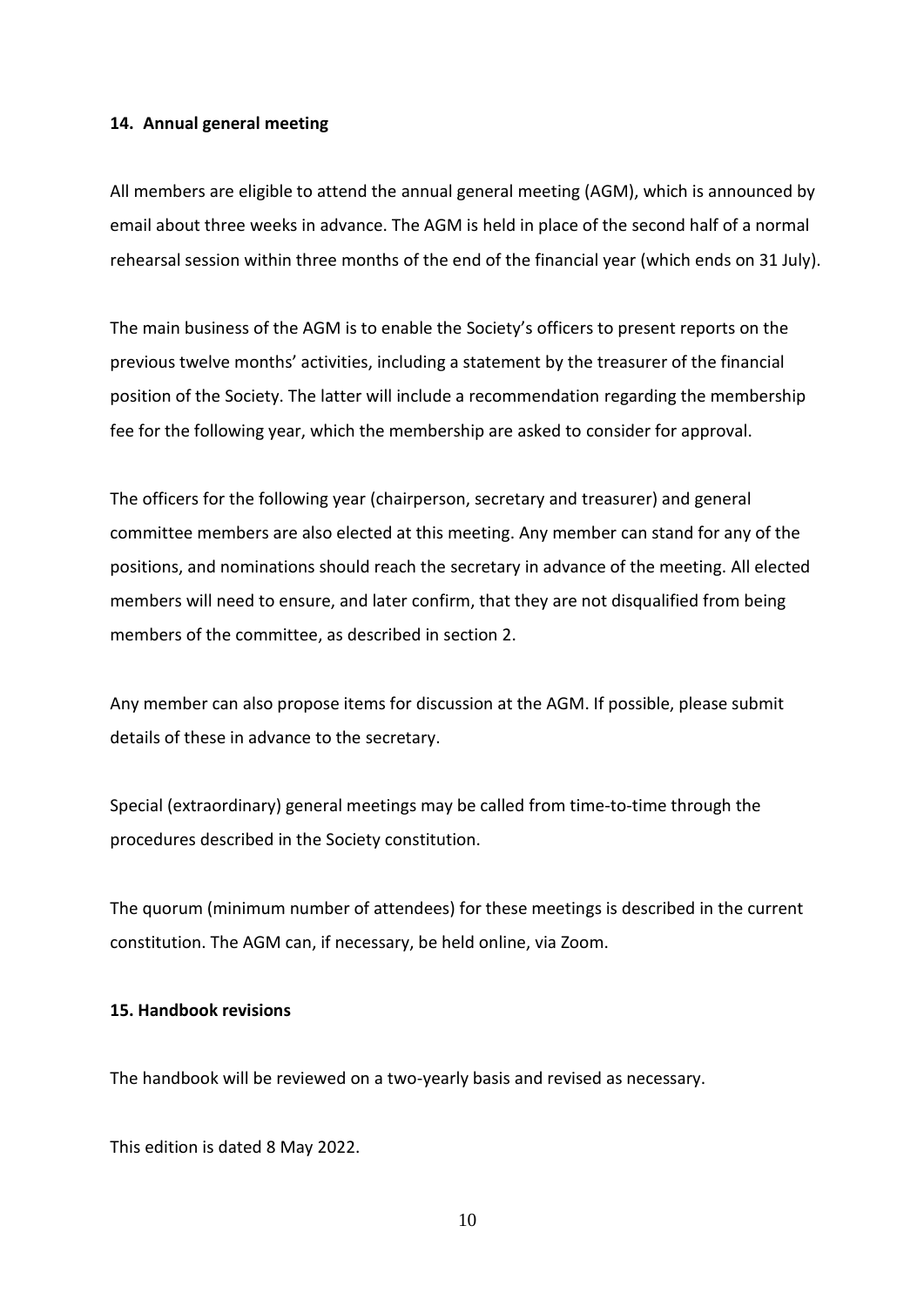## 14. Annual general meeting

All members are eligible to attend the annual general meeting (AGM), which is announced by email about three weeks in advance. The AGM is held in place of the second half of a normal rehearsal session within three months of the end of the financial year (which ends on 31 July).

The main business of the AGM is to enable the Society's officers to present reports on the previous twelve months' activities, including a statement by the treasurer of the financial position of the Society. The latter will include a recommendation regarding the membership fee for the following year, which the membership are asked to consider for approval.

The officers for the following year (chairperson, secretary and treasurer) and general committee members are also elected at this meeting. Any member can stand for any of the positions, and nominations should reach the secretary in advance of the meeting. All elected members will need to ensure, and later confirm, that they are not disqualified from being members of the committee, as described in section 2.

Any member can also propose items for discussion at the AGM. If possible, please submit details of these in advance to the secretary.

Special (extraordinary) general meetings may be called from time-to-time through the procedures described in the Society constitution.

The quorum (minimum number of attendees) for these meetings is described in the current constitution. The AGM can, if necessary, be held online, via Zoom.

## 15. Handbook revisions

The handbook will be reviewed on a two-yearly basis and revised as necessary.

This edition is dated 8 May 2022.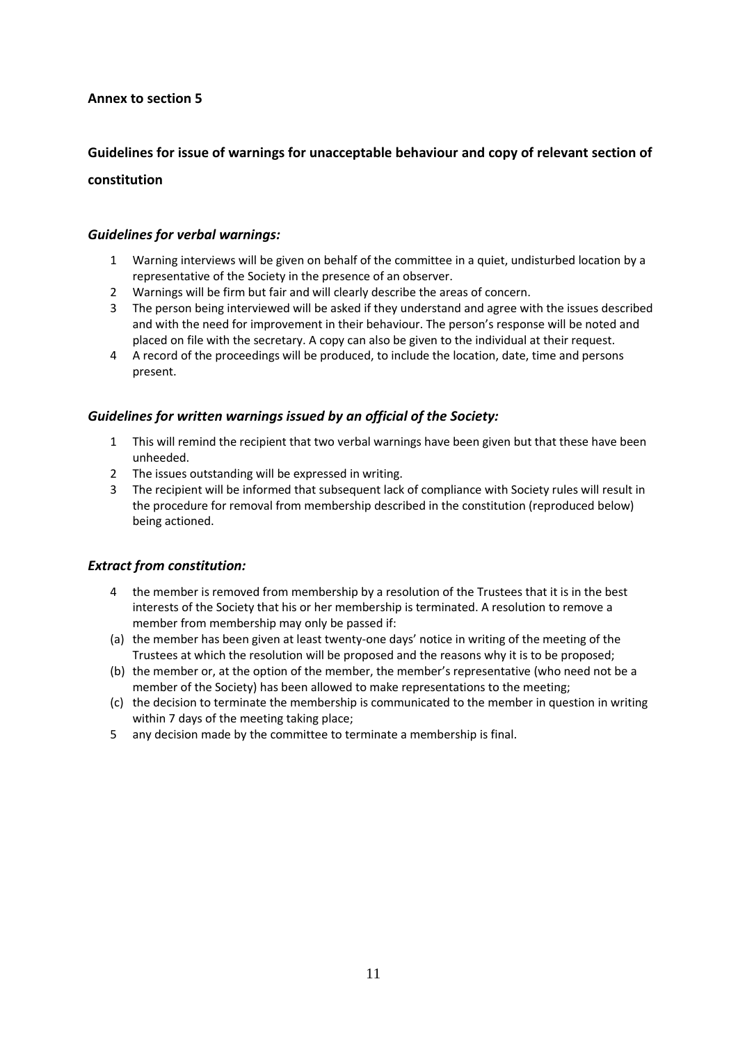**Annex to section 5**

## Guidelines for issue of warnings for unacceptable behaviour and copy of relevant section of constitution

### *Guidelines for verbal warnings:*

1. Warning interviews will be given on behalf of the committee in a quiet, undisturbed location by a representative of the Society in the presence of an observer.
2. Warnings will be firm but fair and will clearly describe the areas of concern.
3. The person being interviewed will be asked if they understand and agree with the issues described and with the need for improvement in their behaviour. The person's response will be noted and placed on file with the secretary. A copy can also be given to the individual at their request.
4. A record of the proceedings will be produced, to include the location, date, time and persons present.

### *Guidelines for written warnings issued by an official of the Society:*

1. This will remind the recipient that two verbal warnings have been given but that these have been unheeded.
2. The issues outstanding will be expressed in writing.
3. The recipient will be informed that subsequent lack of compliance with Society rules will result in the procedure for removal from membership described in the constitution (reproduced below) being actioned.

### *Extract from constitution:*

4 the member is removed from membership by a resolution of the Trustees that it is in the best interests of the Society that his or her membership is terminated. A resolution to remove a member from membership may only be passed if:

(a) the member has been given at least twenty-one days' notice in writing of the meeting of the Trustees at which the resolution will be proposed and the reasons why it is to be proposed;

(b) the member or, at the option of the member, the member's representative (who need not be a member of the Society) has been allowed to make representations to the meeting;

(c) the decision to terminate the membership is communicated to the member in question in writing within 7 days of the meeting taking place;

5 any decision made by the committee to terminate a membership is final.